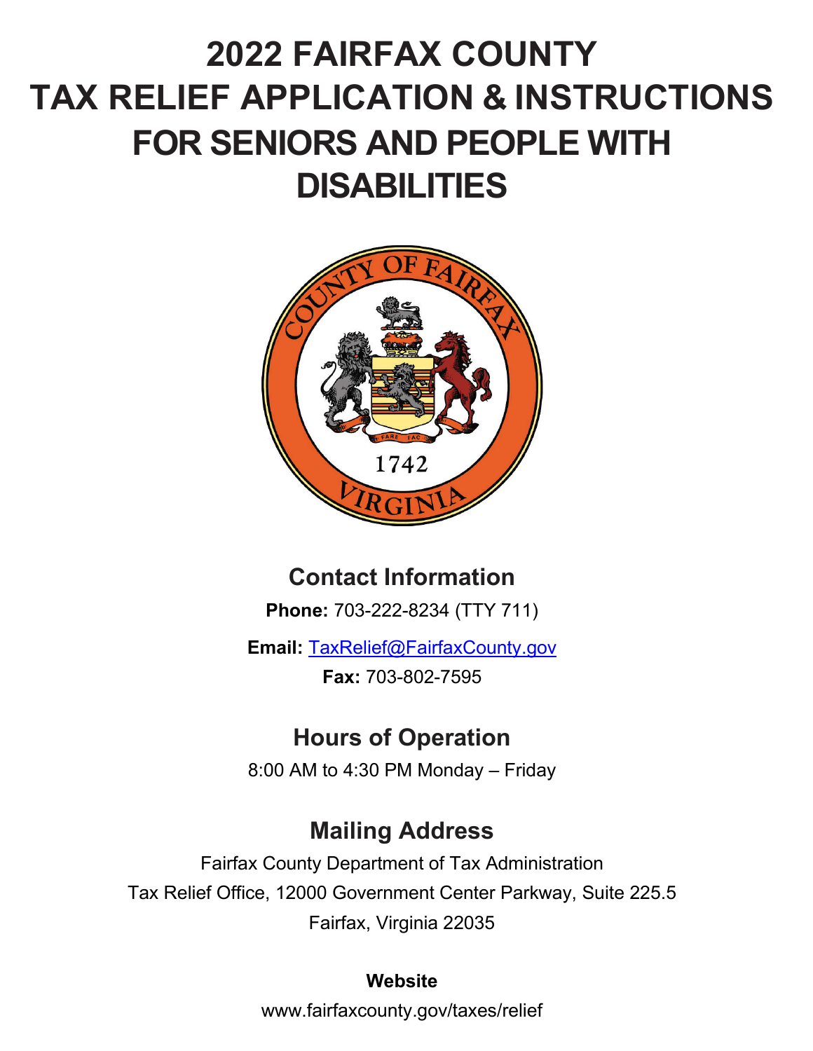# 2022 FAIRFAX COUNTY TAX RELIEF APPLICATION & INSTRUCTIONS FOR SENIORS AND PEOPLE WITH DISABILITIES

## Contact Information

**Phone:** 703-222-8234 (TTY 711)

**Email:** TaxRelief@FairfaxCounty.gov

**Fax:** 703-802-7595

## Hours of Operation

8:00 AM to 4:30 PM Monday – Friday

## Mailing Address

Fairfax County Department of Tax Administration

Tax Relief Office, 12000 Government Center Parkway, Suite 225.5

Fairfax, Virginia 22035

**Website**

www.fairfaxcounty.gov/taxes/relief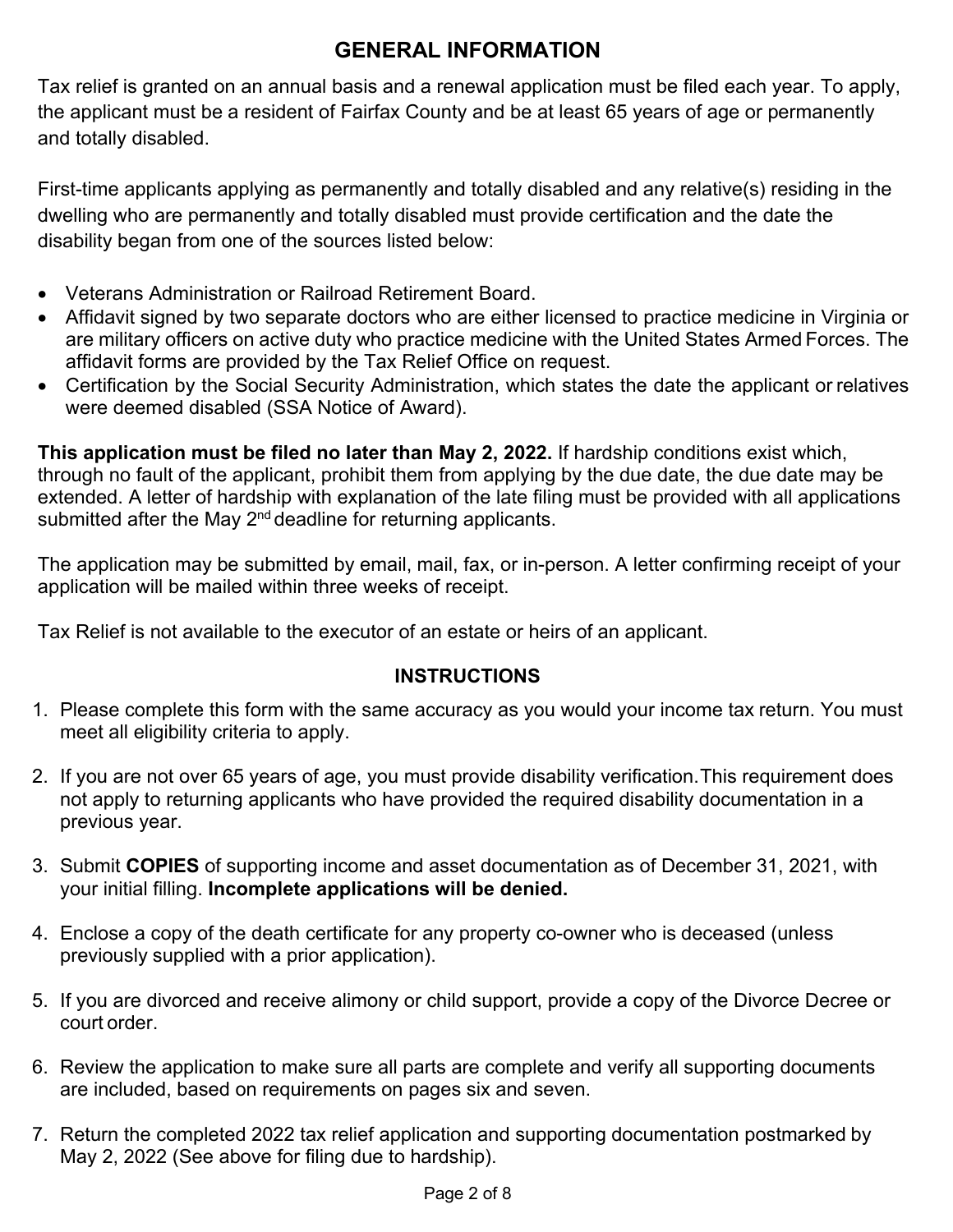## GENERAL INFORMATION

Tax relief is granted on an annual basis and a renewal application must be filed each year. To apply, the applicant must be a resident of Fairfax County and be at least 65 years of age or permanently and totally disabled.

First-time applicants applying as permanently and totally disabled and any relative(s) residing in the dwelling who are permanently and totally disabled must provide certification and the date the disability began from one of the sources listed below:

- Veterans Administration or Railroad Retirement Board.
- Affidavit signed by two separate doctors who are either licensed to practice medicine in Virginia or are military officers on active duty who practice medicine with the United States Armed Forces. The affidavit forms are provided by the Tax Relief Office on request.
- Certification by the Social Security Administration, which states the date the applicant or relatives were deemed disabled (SSA Notice of Award).

**This application must be filed no later than May 2, 2022.** If hardship conditions exist which, through no fault of the applicant, prohibit them from applying by the due date, the due date may be extended. A letter of hardship with explanation of the late filing must be provided with all applications submitted after the May 2nd deadline for returning applicants.

The application may be submitted by email, mail, fax, or in-person. A letter confirming receipt of your application will be mailed within three weeks of receipt.

Tax Relief is not available to the executor of an estate or heirs of an applicant.

### INSTRUCTIONS

1. Please complete this form with the same accuracy as you would your income tax return. You must meet all eligibility criteria to apply.
2. If you are not over 65 years of age, you must provide disability verification. This requirement does not apply to returning applicants who have provided the required disability documentation in a previous year.
3. Submit **COPIES** of supporting income and asset documentation as of December 31, 2021, with your initial filling. **Incomplete applications will be denied.**
4. Enclose a copy of the death certificate for any property co-owner who is deceased (unless previously supplied with a prior application).
5. If you are divorced and receive alimony or child support, provide a copy of the Divorce Decree or court order.
6. Review the application to make sure all parts are complete and verify all supporting documents are included, based on requirements on pages six and seven.
7. Return the completed 2022 tax relief application and supporting documentation postmarked by May 2, 2022 (See above for filing due to hardship).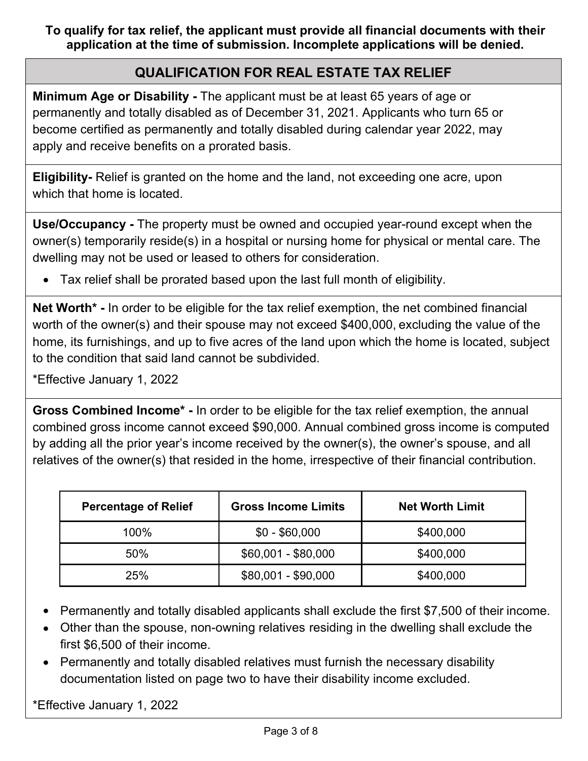**To qualify for tax relief, the applicant must provide all financial documents with their application at the time of submission. Incomplete applications will be denied.**

## QUALIFICATION FOR REAL ESTATE TAX RELIEF

**Minimum Age or Disability -** The applicant must be at least 65 years of age or permanently and totally disabled as of December 31, 2021. Applicants who turn 65 or become certified as permanently and totally disabled during calendar year 2022, may apply and receive benefits on a prorated basis.

**Eligibility-** Relief is granted on the home and the land, not exceeding one acre, upon which that home is located.

**Use/Occupancy -** The property must be owned and occupied year-round except when the owner(s) temporarily reside(s) in a hospital or nursing home for physical or mental care. The dwelling may not be used or leased to others for consideration.

- Tax relief shall be prorated based upon the last full month of eligibility.

**Net Worth* -** In order to be eligible for the tax relief exemption, the net combined financial worth of the owner(s) and their spouse may not exceed $400,000, excluding the value of the home, its furnishings, and up to five acres of the land upon which the home is located, subject to the condition that said land cannot be subdivided.

*Effective January 1, 2022

**Gross Combined Income* -** In order to be eligible for the tax relief exemption, the annual combined gross income cannot exceed $90,000. Annual combined gross income is computed by adding all the prior year's income received by the owner(s), the owner's spouse, and all relatives of the owner(s) that resided in the home, irrespective of their financial contribution.

| Percentage of Relief | Gross Income Limits | Net Worth Limit |
|---|---|---|
| 100% | $0 - $60,000 | $400,000 |
| 50% | $60,001 - $80,000 | $400,000 |
| 25% | $80,001 - $90,000 | $400,000 |

- Permanently and totally disabled applicants shall exclude the first $7,500 of their income.
- Other than the spouse, non-owning relatives residing in the dwelling shall exclude the first $6,500 of their income.
- Permanently and totally disabled relatives must furnish the necessary disability documentation listed on page two to have their disability income excluded.

*Effective January 1, 2022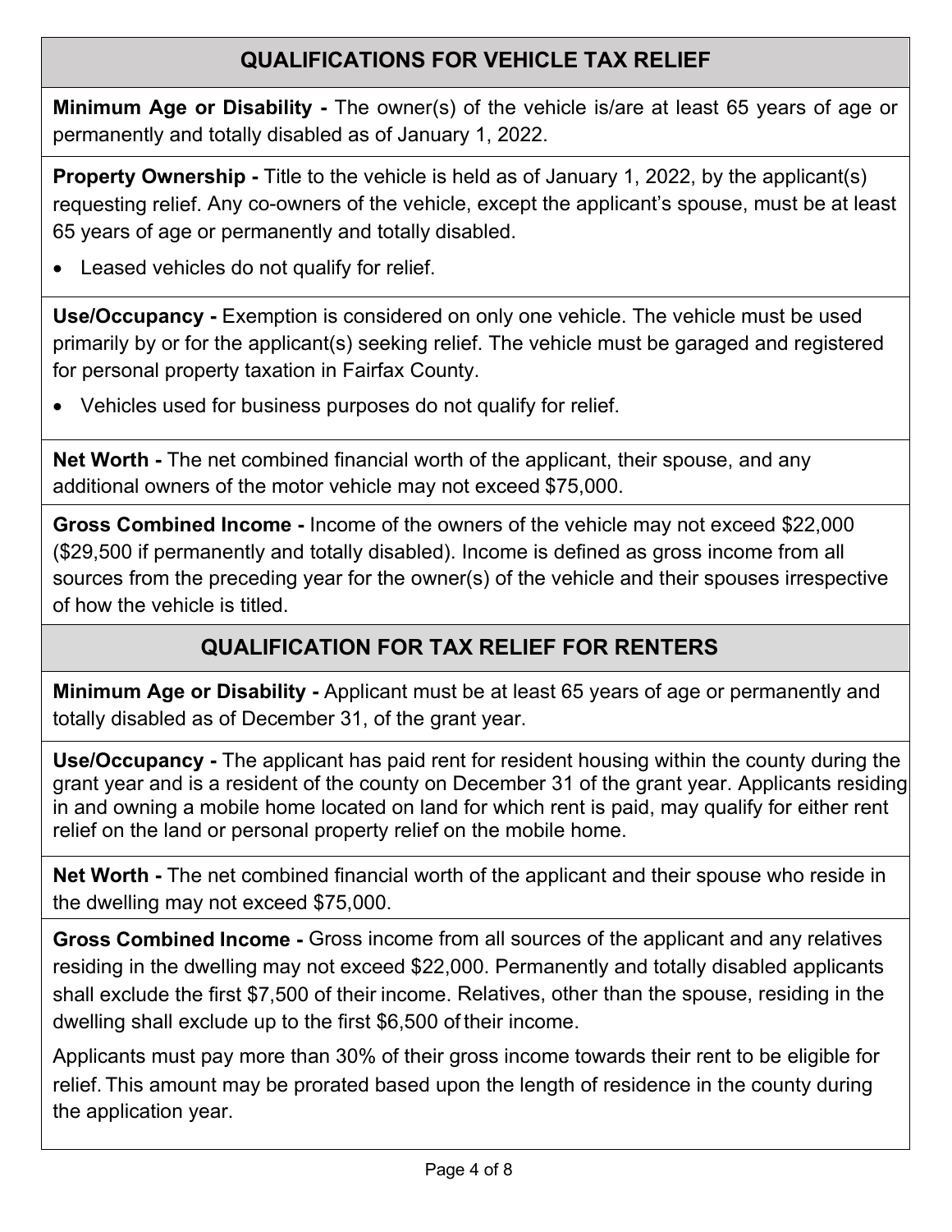## QUALIFICATIONS FOR VEHICLE TAX RELIEF

**Minimum Age or Disability -** The owner(s) of the vehicle is/are at least 65 years of age or permanently and totally disabled as of January 1, 2022.

**Property Ownership -** Title to the vehicle is held as of January 1, 2022, by the applicant(s) requesting relief. Any co-owners of the vehicle, except the applicant's spouse, must be at least 65 years of age or permanently and totally disabled.

- Leased vehicles do not qualify for relief.

**Use/Occupancy -** Exemption is considered on only one vehicle. The vehicle must be used primarily by or for the applicant(s) seeking relief. The vehicle must be garaged and registered for personal property taxation in Fairfax County.

- Vehicles used for business purposes do not qualify for relief.

**Net Worth -** The net combined financial worth of the applicant, their spouse, and any additional owners of the motor vehicle may not exceed $75,000.

**Gross Combined Income -** Income of the owners of the vehicle may not exceed $22,000 ($29,500 if permanently and totally disabled). Income is defined as gross income from all sources from the preceding year for the owner(s) of the vehicle and their spouses irrespective of how the vehicle is titled.

## QUALIFICATION FOR TAX RELIEF FOR RENTERS

**Minimum Age or Disability -** Applicant must be at least 65 years of age or permanently and totally disabled as of December 31, of the grant year.

**Use/Occupancy -** The applicant has paid rent for resident housing within the county during the grant year and is a resident of the county on December 31 of the grant year. Applicants residing in and owning a mobile home located on land for which rent is paid, may qualify for either rent relief on the land or personal property relief on the mobile home.

**Net Worth -** The net combined financial worth of the applicant and their spouse who reside in the dwelling may not exceed $75,000.

**Gross Combined Income -** Gross income from all sources of the applicant and any relatives residing in the dwelling may not exceed $22,000. Permanently and totally disabled applicants shall exclude the first $7,500 of their income. Relatives, other than the spouse, residing in the dwelling shall exclude up to the first $6,500 of their income.

Applicants must pay more than 30% of their gross income towards their rent to be eligible for relief. This amount may be prorated based upon the length of residence in the county during the application year.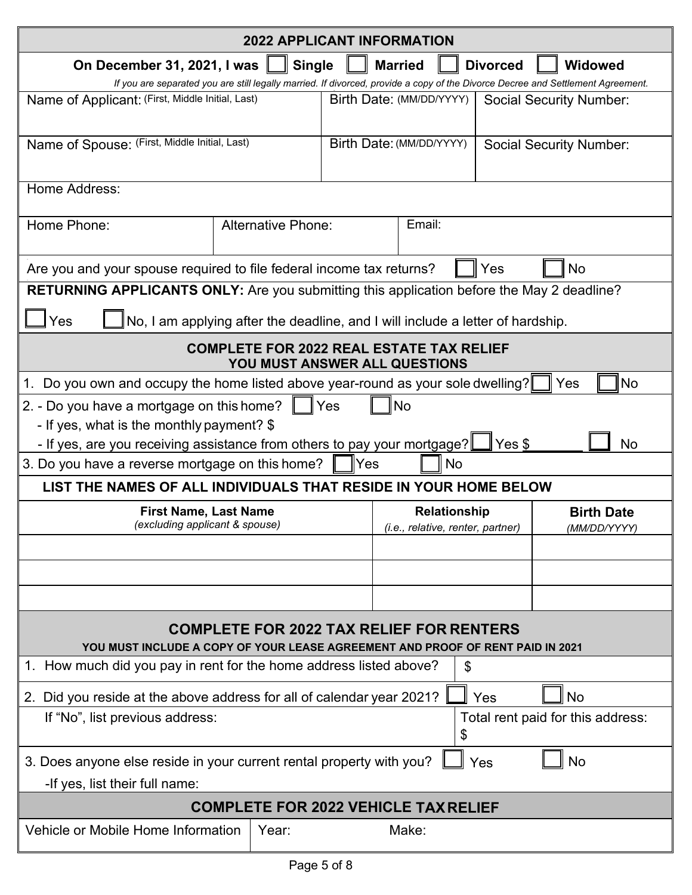## 2022 APPLICANT INFORMATION

**On December 31, 2021, I was** ☐ **Single** ☐ **Married** ☐ **Divorced** ☐ **Widowed**

*If you are separated you are still legally married. If divorced, provide a copy of the Divorce Decree and Settlement Agreement.*

| Name of Applicant: (First, Middle Initial, Last) | Birth Date: (MM/DD/YYYY) | Social Security Number: |
|---|---|---|
| Name of Spouse: (First, Middle Initial, Last) | Birth Date: (MM/DD/YYYY) | Social Security Number: |

Home Address:

| Home Phone: | Alternative Phone: | Email: |
|---|---|---|

Are you and your spouse required to file federal income tax returns? ☐ Yes ☐ No

**RETURNING APPLICANTS ONLY:** Are you submitting this application before the May 2 deadline?

☐ Yes ☐ No, I am applying after the deadline, and I will include a letter of hardship.

## COMPLETE FOR 2022 REAL ESTATE TAX RELIEF
### YOU MUST ANSWER ALL QUESTIONS

1. Do you own and occupy the home listed above year-round as your sole dwelling? ☐ Yes ☐ No

2. - Do you have a mortgage on this home? ☐ Yes ☐ No
   - If yes, what is the monthly payment? $
   - If yes, are you receiving assistance from others to pay your mortgage? ☐ Yes $_______ ☐ No

3. Do you have a reverse mortgage on this home? ☐ Yes ☐ No

**LIST THE NAMES OF ALL INDIVIDUALS THAT RESIDE IN YOUR HOME BELOW**

| **First Name, Last Name** *(excluding applicant & spouse)* | **Relationship** *(i.e., relative, renter, partner)* | **Birth Date** *(MM/DD/YYYY)* |
|---|---|---|
| | | |
| | | |
| | | |

## COMPLETE FOR 2022 TAX RELIEF FOR RENTERS
### YOU MUST INCLUDE A COPY OF YOUR LEASE AGREEMENT AND PROOF OF RENT PAID IN 2021

1. How much did you pay in rent for the home address listed above? $

2. Did you reside at the above address for all of calendar year 2021? ☐ Yes ☐ No

   If "No", list previous address: | Total rent paid for this address: $

3. Does anyone else reside in your current rental property with you? ☐ Yes ☐ No

   -If yes, list their full name:

## COMPLETE FOR 2022 VEHICLE TAX RELIEF

| Vehicle or Mobile Home Information | Year: | Make: |
|---|---|---|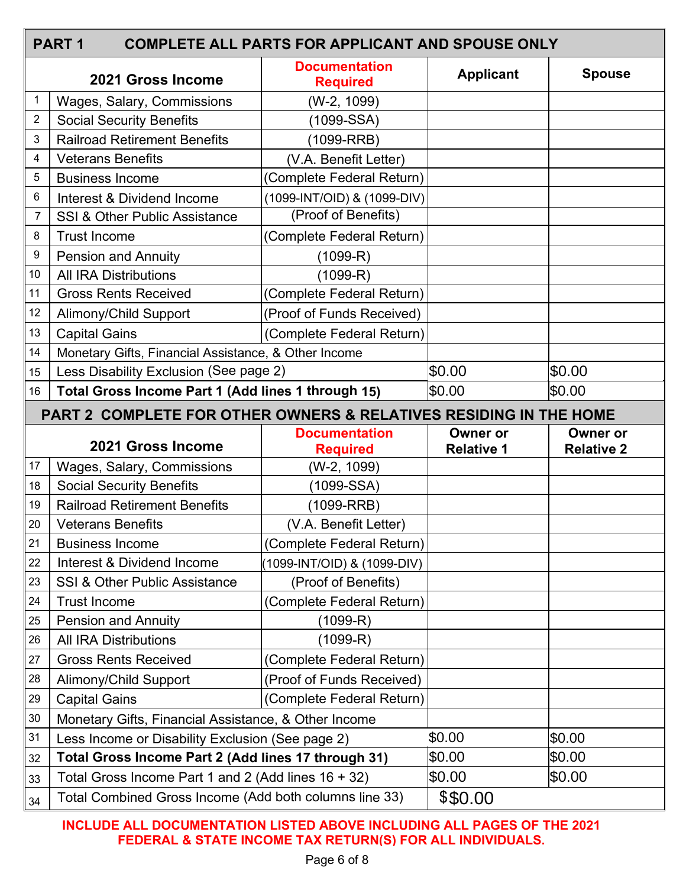## PART 1 COMPLETE ALL PARTS FOR APPLICANT AND SPOUSE ONLY

| | 2021 Gross Income | Documentation Required | Applicant | Spouse |
|---|---|---|---|---|
| 1 | Wages, Salary, Commissions | (W-2, 1099) | | |
| 2 | Social Security Benefits | (1099-SSA) | | |
| 3 | Railroad Retirement Benefits | (1099-RRB) | | |
| 4 | Veterans Benefits | (V.A. Benefit Letter) | | |
| 5 | Business Income | (Complete Federal Return) | | |
| 6 | Interest & Dividend Income | (1099-INT/OID) & (1099-DIV) | | |
| 7 | SSI & Other Public Assistance | (Proof of Benefits) | | |
| 8 | Trust Income | (Complete Federal Return) | | |
| 9 | Pension and Annuity | (1099-R) | | |
| 10 | All IRA Distributions | (1099-R) | | |
| 11 | Gross Rents Received | (Complete Federal Return) | | |
| 12 | Alimony/Child Support | (Proof of Funds Received) | | |
| 13 | Capital Gains | (Complete Federal Return) | | |
| 14 | Monetary Gifts, Financial Assistance, & Other Income | | | |
| 15 | Less Disability Exclusion (See page 2) | | $0.00 | $0.00 |
| 16 | **Total Gross Income Part 1 (Add lines 1 through 15)** | | $0.00 | $0.00 |

## PART 2 COMPLETE FOR OTHER OWNERS & RELATIVES RESIDING IN THE HOME

| | 2021 Gross Income | Documentation Required | Owner or Relative 1 | Owner or Relative 2 |
|---|---|---|---|---|
| 17 | Wages, Salary, Commissions | (W-2, 1099) | | |
| 18 | Social Security Benefits | (1099-SSA) | | |
| 19 | Railroad Retirement Benefits | (1099-RRB) | | |
| 20 | Veterans Benefits | (V.A. Benefit Letter) | | |
| 21 | Business Income | (Complete Federal Return) | | |
| 22 | Interest & Dividend Income | (1099-INT/OID) & (1099-DIV) | | |
| 23 | SSI & Other Public Assistance | (Proof of Benefits) | | |
| 24 | Trust Income | (Complete Federal Return) | | |
| 25 | Pension and Annuity | (1099-R) | | |
| 26 | All IRA Distributions | (1099-R) | | |
| 27 | Gross Rents Received | (Complete Federal Return) | | |
| 28 | Alimony/Child Support | (Proof of Funds Received) | | |
| 29 | Capital Gains | (Complete Federal Return) | | |
| 30 | Monetary Gifts, Financial Assistance, & Other Income | | | |
| 31 | Less Income or Disability Exclusion (See page 2) | | $0.00 | $0.00 |
| 32 | **Total Gross Income Part 2 (Add lines 17 through 31)** | | $0.00 | $0.00 |
| 33 | Total Gross Income Part 1 and 2 (Add lines 16 + 32) | | $0.00 | $0.00 |
| 34 | Total Combined Gross Income (Add both columns line 33) | | $$0.00 | |

**INCLUDE ALL DOCUMENTATION LISTED ABOVE INCLUDING ALL PAGES OF THE 2021 FEDERAL & STATE INCOME TAX RETURN(S) FOR ALL INDIVIDUALS.**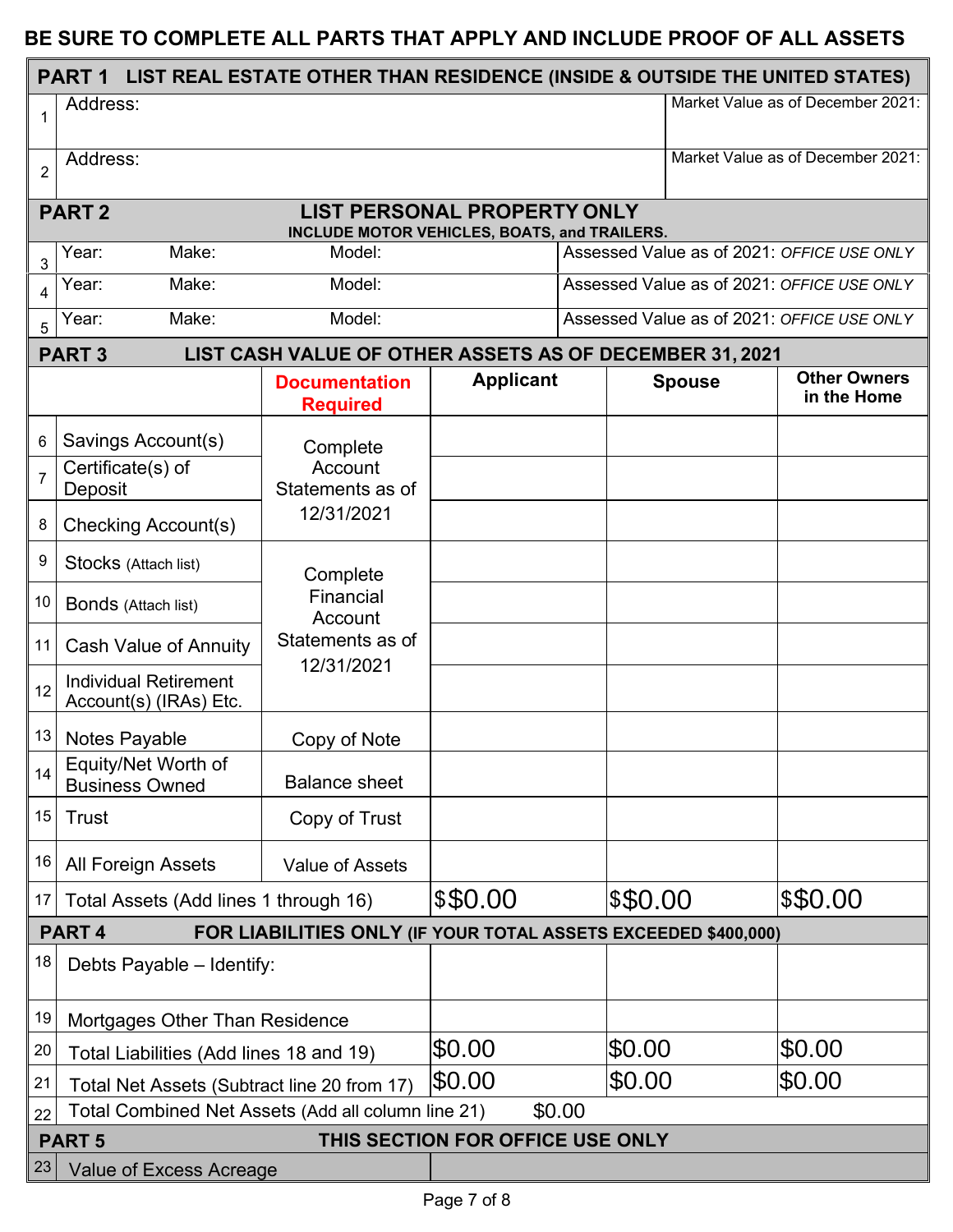**BE SURE TO COMPLETE ALL PARTS THAT APPLY AND INCLUDE PROOF OF ALL ASSETS**

## PART 1 LIST REAL ESTATE OTHER THAN RESIDENCE (INSIDE & OUTSIDE THE UNITED STATES)

| # | Address | Market Value as of December 2021 |
|---|---|---|
| 1 | Address: | Market Value as of December 2021: |
| 2 | Address: | Market Value as of December 2021: |

## PART 2 LIST PERSONAL PROPERTY ONLY

**INCLUDE MOTOR VEHICLES, BOATS, and TRAILERS.**

| # | Year | Make | Model | Assessed Value as of 2021 |
|---|---|---|---|---|
| 3 | Year: | Make: | Model: | Assessed Value as of 2021: *OFFICE USE ONLY* |
| 4 | Year: | Make: | Model: | Assessed Value as of 2021: *OFFICE USE ONLY* |
| 5 | Year: | Make: | Model: | Assessed Value as of 2021: *OFFICE USE ONLY* |

## PART 3 LIST CASH VALUE OF OTHER ASSETS AS OF DECEMBER 31, 2021

| # | | **Documentation Required** | **Applicant** | **Spouse** | **Other Owners in the Home** |
|---|---|---|---|---|---|
| 6 | Savings Account(s) | Complete Account Statements as of 12/31/2021 | | | |
| 7 | Certificate(s) of Deposit | | | | |
| 8 | Checking Account(s) | | | | |
| 9 | Stocks (Attach list) | Complete Financial Account Statements as of 12/31/2021 | | | |
| 10 | Bonds (Attach list) | | | | |
| 11 | Cash Value of Annuity | | | | |
| 12 | Individual Retirement Account(s) (IRAs) Etc. | | | | |
| 13 | Notes Payable | Copy of Note | | | |
| 14 | Equity/Net Worth of Business Owned | Balance sheet | | | |
| 15 | Trust | Copy of Trust | | | |
| 16 | All Foreign Assets | Value of Assets | | | |
| 17 | Total Assets (Add lines 1 through 16) | | $$0.00 | $$0.00 | $$0.00 |

## PART 4 FOR LIABILITIES ONLY (IF YOUR TOTAL ASSETS EXCEEDED $400,000)

| # | | Applicant | Spouse | Other Owners in the Home |
|---|---|---|---|---|
| 18 | Debts Payable – Identify: | | | |
| 19 | Mortgages Other Than Residence | | | |
| 20 | Total Liabilities (Add lines 18 and 19) | $0.00 | $0.00 | $0.00 |
| 21 | Total Net Assets (Subtract line 20 from 17) | $0.00 | $0.00 | $0.00 |
| 22 | Total Combined Net Assets (Add all column line 21) | $0.00 | | |

## PART 5 THIS SECTION FOR OFFICE USE ONLY

| # | | |
|---|---|---|
| 23 | Value of Excess Acreage | |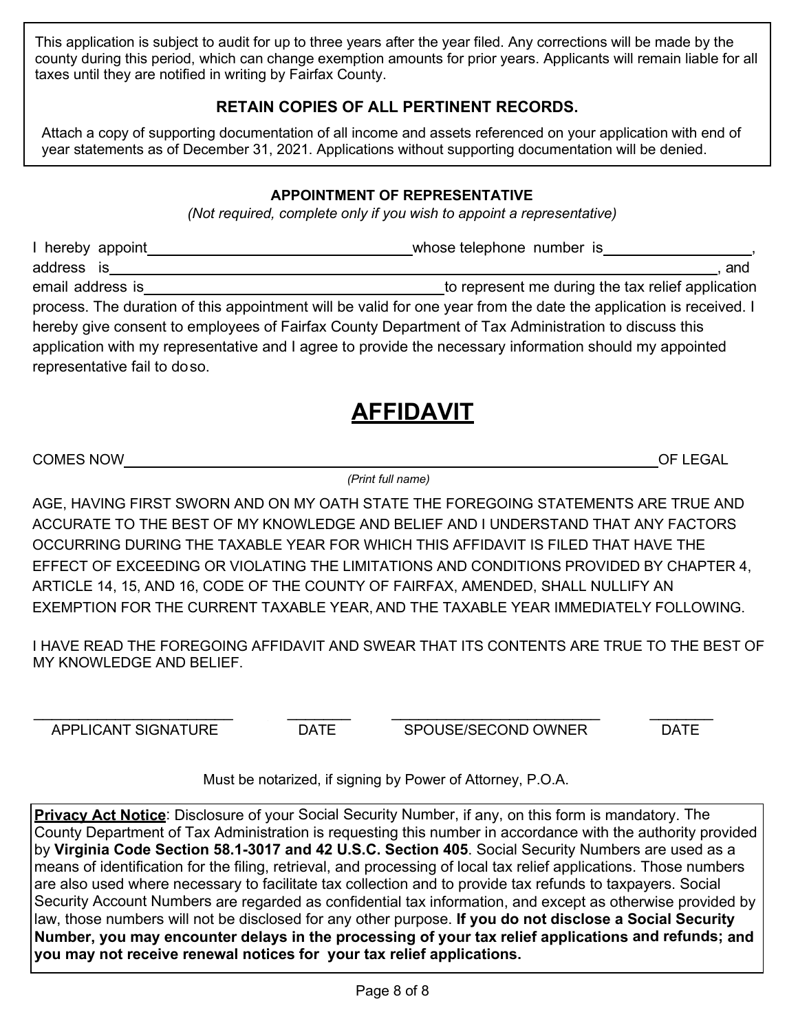This application is subject to audit for up to three years after the year filed. Any corrections will be made by the county during this period, which can change exemption amounts for prior years. Applicants will remain liable for all taxes until they are notified in writing by Fairfax County.

**RETAIN COPIES OF ALL PERTINENT RECORDS.**

Attach a copy of supporting documentation of all income and assets referenced on your application with end of year statements as of December 31, 2021. Applications without supporting documentation will be denied.

**APPOINTMENT OF REPRESENTATIVE**

*(Not required, complete only if you wish to appoint a representative)*

I hereby appoint ________________________________ whose telephone number is __________________, address is ________________________________________________________________________, and email address is ________________________________ to represent me during the tax relief application process. The duration of this appointment will be valid for one year from the date the application is received. I hereby give consent to employees of Fairfax County Department of Tax Administration to discuss this application with my representative and I agree to provide the necessary information should my appointed representative fail to doso.

# AFFIDAVIT

COMES NOW ________________________________________________________________ OF LEGAL

*(Print full name)*

AGE, HAVING FIRST SWORN AND ON MY OATH STATE THE FOREGOING STATEMENTS ARE TRUE AND ACCURATE TO THE BEST OF MY KNOWLEDGE AND BELIEF AND I UNDERSTAND THAT ANY FACTORS OCCURRING DURING THE TAXABLE YEAR FOR WHICH THIS AFFIDAVIT IS FILED THAT HAVE THE EFFECT OF EXCEEDING OR VIOLATING THE LIMITATIONS AND CONDITIONS PROVIDED BY CHAPTER 4, ARTICLE 14, 15, AND 16, CODE OF THE COUNTY OF FAIRFAX, AMENDED, SHALL NULLIFY AN EXEMPTION FOR THE CURRENT TAXABLE YEAR, AND THE TAXABLE YEAR IMMEDIATELY FOLLOWING.

I HAVE READ THE FOREGOING AFFIDAVIT AND SWEAR THAT ITS CONTENTS ARE TRUE TO THE BEST OF MY KNOWLEDGE AND BELIEF.

_________________________ APPLICANT SIGNATURE     ________ DATE     _________________________ SPOUSE/SECOND OWNER     ________ DATE

Must be notarized, if signing by Power of Attorney, P.O.A.

**Privacy Act Notice**: Disclosure of your Social Security Number, if any, on this form is mandatory. The County Department of Tax Administration is requesting this number in accordance with the authority provided by **Virginia Code Section 58.1-3017 and 42 U.S.C. Section 405**. Social Security Numbers are used as a means of identification for the filing, retrieval, and processing of local tax relief applications. Those numbers are also used where necessary to facilitate tax collection and to provide tax refunds to taxpayers. Social Security Account Numbers are regarded as confidential tax information, and except as otherwise provided by law, those numbers will not be disclosed for any other purpose. **If you do not disclose a Social Security Number, you may encounter delays in the processing of your tax relief applications and refunds; and you may not receive renewal notices for your tax relief applications.**